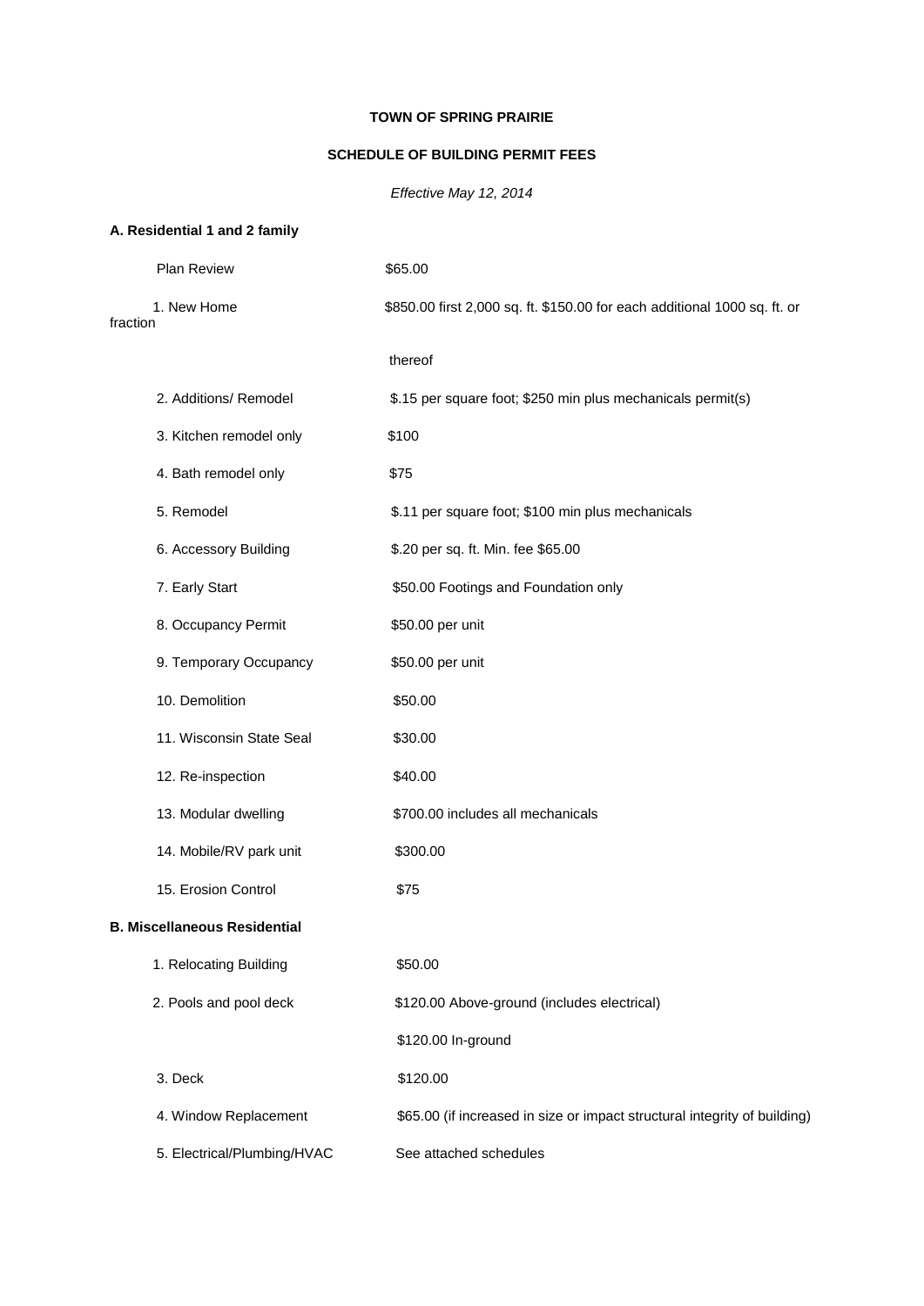**TOWN OF SPRING PRAIRIE**

**SCHEDULE OF BUILDING PERMIT FEES**

*Effective May 12, 2014*

**A. Residential 1 and 2 family**

| | |
|---|---|
| Plan Review | $65.00 |
| 1. New Home | $850.00 first 2,000 sq. ft. $150.00 for each additional 1000 sq. ft. or fraction thereof |
| 2. Additions/ Remodel | $.15 per square foot; $250 min plus mechanicals permit(s) |
| 3. Kitchen remodel only | $100 |
| 4. Bath remodel only | $75 |
| 5. Remodel | $.11 per square foot; $100 min plus mechanicals |
| 6. Accessory Building | $.20 per sq. ft. Min. fee $65.00 |
| 7. Early Start | $50.00 Footings and Foundation only |
| 8. Occupancy Permit | $50.00 per unit |
| 9. Temporary Occupancy | $50.00 per unit |
| 10. Demolition | $50.00 |
| 11. Wisconsin State Seal | $30.00 |
| 12. Re-inspection | $40.00 |
| 13. Modular dwelling | $700.00 includes all mechanicals |
| 14. Mobile/RV park unit | $300.00 |
| 15. Erosion Control | $75 |

**B. Miscellaneous Residential**

| | |
|---|---|
| 1. Relocating Building | $50.00 |
| 2. Pools and pool deck | $120.00 Above-ground (includes electrical) |
| | $120.00 In-ground |
| 3. Deck | $120.00 |
| 4. Window Replacement | $65.00 (if increased in size or impact structural integrity of building) |
| 5. Electrical/Plumbing/HVAC | See attached schedules |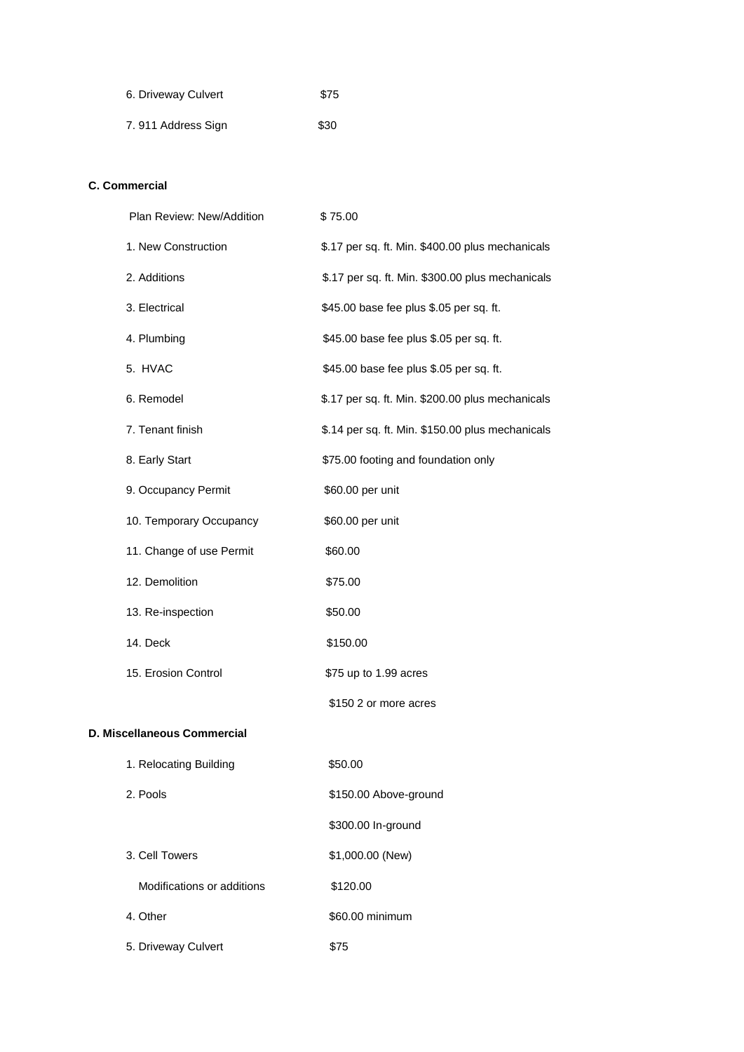| | |
|---|---|
| 6. Driveway Culvert | $75 |
| 7. 911 Address Sign | $30 |

**C. Commercial**

| | |
|---|---|
| Plan Review: New/Addition | $ 75.00 |
| 1. New Construction | $.17 per sq. ft. Min. $400.00 plus mechanicals |
| 2. Additions | $.17 per sq. ft. Min. $300.00 plus mechanicals |
| 3. Electrical | $45.00 base fee plus $.05 per sq. ft. |
| 4. Plumbing | $45.00 base fee plus $.05 per sq. ft. |
| 5. HVAC | $45.00 base fee plus $.05 per sq. ft. |
| 6. Remodel | $.17 per sq. ft. Min. $200.00 plus mechanicals |
| 7. Tenant finish | $.14 per sq. ft. Min. $150.00 plus mechanicals |
| 8. Early Start | $75.00 footing and foundation only |
| 9. Occupancy Permit | $60.00 per unit |
| 10. Temporary Occupancy | $60.00 per unit |
| 11. Change of use Permit | $60.00 |
| 12. Demolition | $75.00 |
| 13. Re-inspection | $50.00 |
| 14. Deck | $150.00 |
| 15. Erosion Control | $75 up to 1.99 acres |
| | $150 2 or more acres |

**D. Miscellaneous Commercial**

| | |
|---|---|
| 1. Relocating Building | $50.00 |
| 2. Pools | $150.00 Above-ground |
| | $300.00 In-ground |
| 3. Cell Towers | $1,000.00 (New) |
| Modifications or additions | $120.00 |
| 4. Other | $60.00 minimum |
| 5. Driveway Culvert | $75 |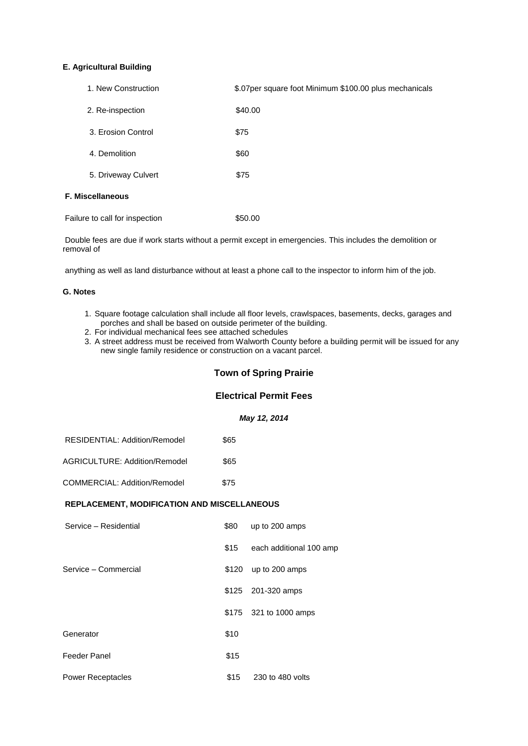**E. Agricultural Building**

| | |
|---|---|
| 1. New Construction | $.07per square foot Minimum $100.00 plus mechanicals |
| 2. Re-inspection | $40.00 |
| 3. Erosion Control | $75 |
| 4. Demolition | $60 |
| 5. Driveway Culvert | $75 |

**F. Miscellaneous**

| | |
|---|---|
| Failure to call for inspection | $50.00 |

Double fees are due if work starts without a permit except in emergencies. This includes the demolition or removal of

anything as well as land disturbance without at least a phone call to the inspector to inform him of the job.

**G. Notes**

1. Square footage calculation shall include all floor levels, crawlspaces, basements, decks, garages and porches and shall be based on outside perimeter of the building.
2. For individual mechanical fees see attached schedules
3. A street address must be received from Walworth County before a building permit will be issued for any new single family residence or construction on a vacant parcel.

## Town of Spring Prairie

## Electrical Permit Fees

***May 12, 2014***

| | |
|---|---|
| RESIDENTIAL: Addition/Remodel | $65 |
| AGRICULTURE: Addition/Remodel | $65 |
| COMMERCIAL: Addition/Remodel | $75 |

**REPLACEMENT, MODIFICATION AND MISCELLANEOUS**

| | | |
|---|---|---|
| Service – Residential | $80 | up to 200 amps |
| | $15 | each additional 100 amp |
| Service – Commercial | $120 | up to 200 amps |
| | $125 | 201-320 amps |
| | $175 | 321 to 1000 amps |
| Generator | $10 | |
| Feeder Panel | $15 | |
| Power Receptacles | $15 | 230 to 480 volts |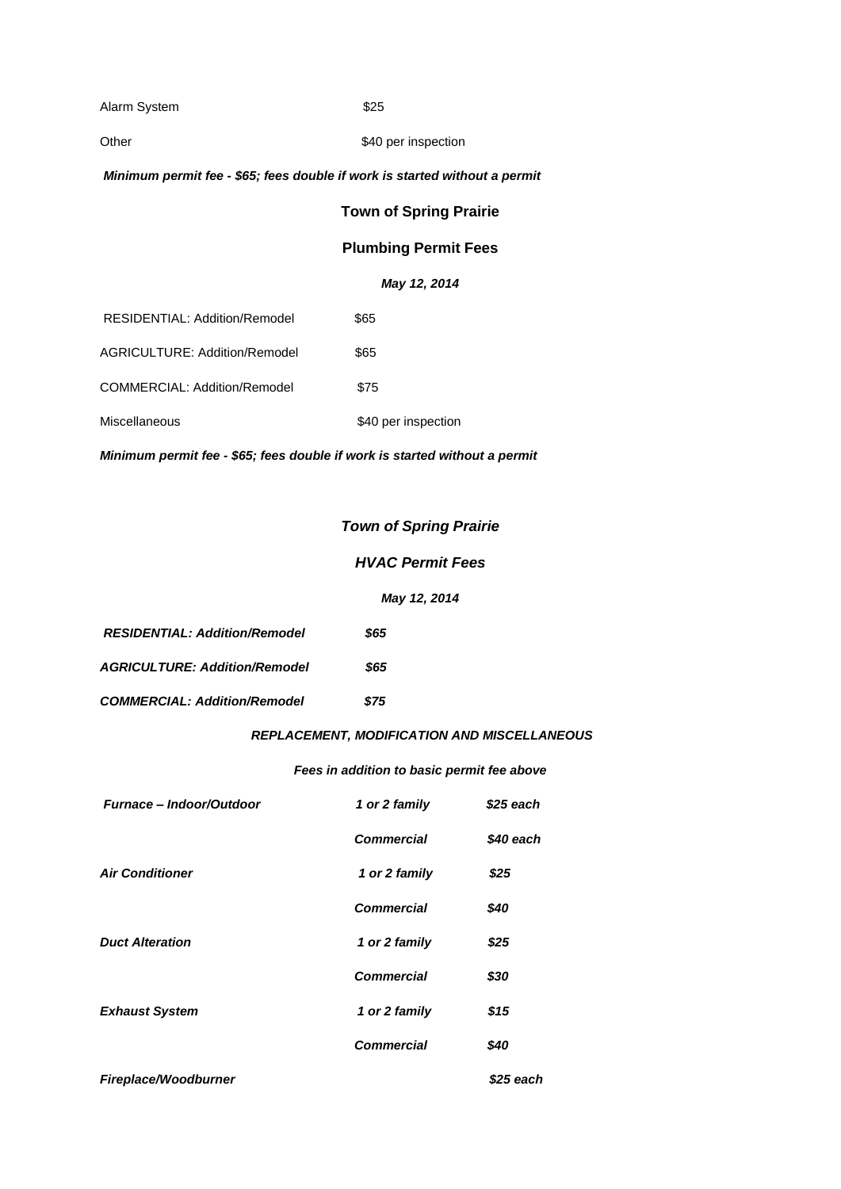| | |
|---|---|
| Alarm System | $25 |
| Other | $40 per inspection |

***Minimum permit fee - $65; fees double if work is started without a permit***

## Town of Spring Prairie

## Plumbing Permit Fees

***May 12, 2014***

| | |
|---|---|
| RESIDENTIAL: Addition/Remodel | $65 |
| AGRICULTURE: Addition/Remodel | $65 |
| COMMERCIAL: Addition/Remodel | $75 |
| Miscellaneous | $40 per inspection |

***Minimum permit fee - $65; fees double if work is started without a permit***

## *Town of Spring Prairie*

## *HVAC Permit Fees*

***May 12, 2014***

| | |
|---|---|
| ***RESIDENTIAL: Addition/Remodel*** | ***$65*** |
| ***AGRICULTURE: Addition/Remodel*** | ***$65*** |
| ***COMMERCIAL: Addition/Remodel*** | ***$75*** |

***REPLACEMENT, MODIFICATION AND MISCELLANEOUS***

***Fees in addition to basic permit fee above***

| | | |
|---|---|---|
| ***Furnace – Indoor/Outdoor*** | ***1 or 2 family*** | ***$25 each*** |
| | ***Commercial*** | ***$40 each*** |
| ***Air Conditioner*** | ***1 or 2 family*** | ***$25*** |
| | ***Commercial*** | ***$40*** |
| ***Duct Alteration*** | ***1 or 2 family*** | ***$25*** |
| | ***Commercial*** | ***$30*** |
| ***Exhaust System*** | ***1 or 2 family*** | ***$15*** |
| | ***Commercial*** | ***$40*** |
| ***Fireplace/Woodburner*** | | ***$25 each*** |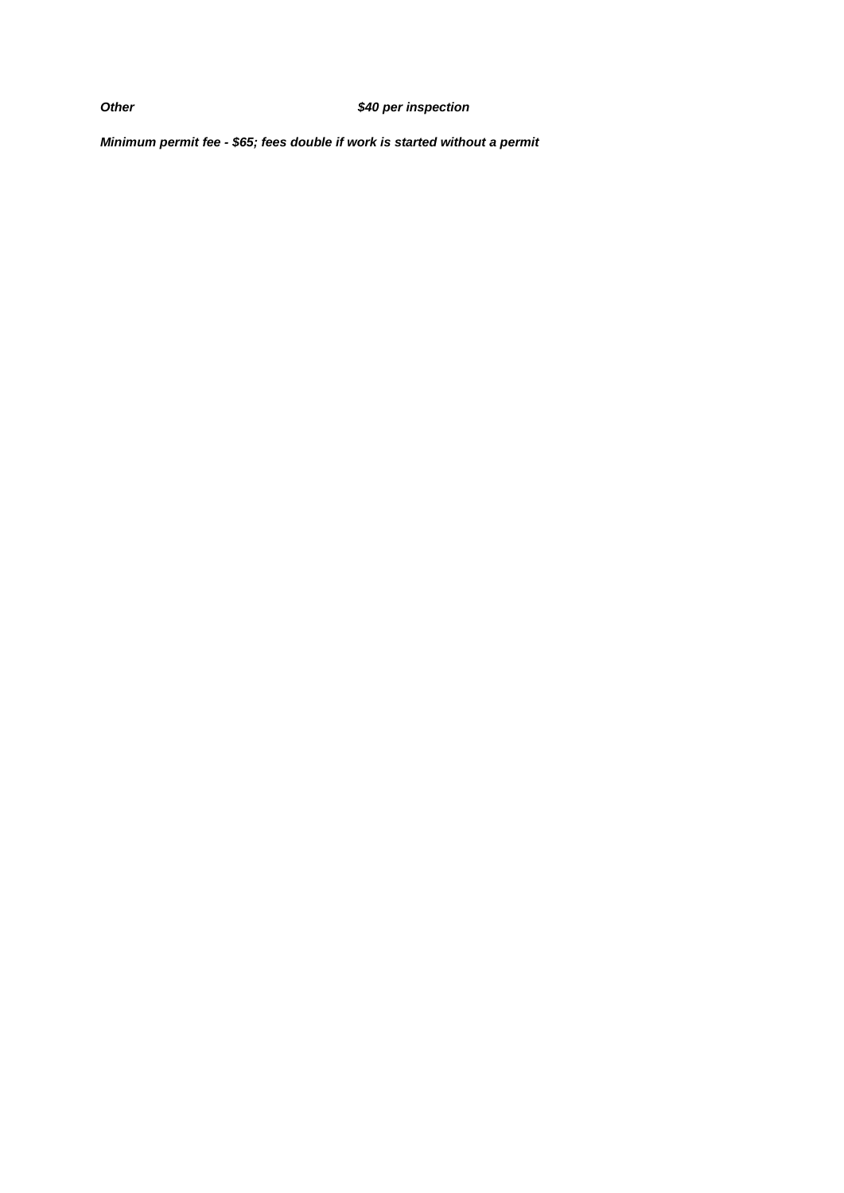| | |
|---|---|
| ***Other*** | ***$40 per inspection*** |

***Minimum permit fee - $65; fees double if work is started without a permit***